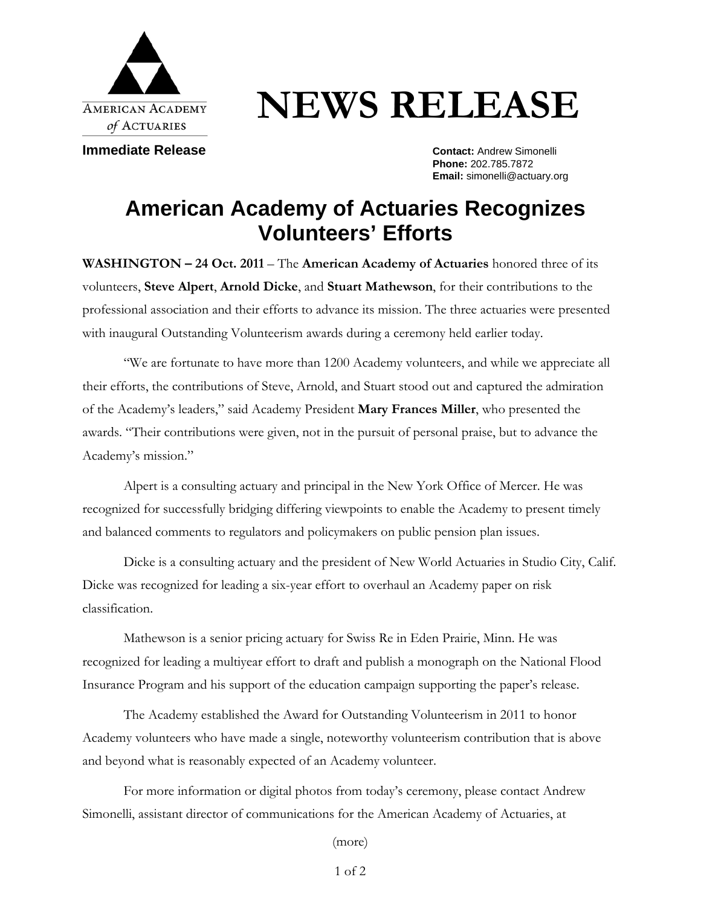AMERICAN ACADEMY
*of* ACTUARIES

# NEWS RELEASE

**Immediate Release**

**Contact:** Andrew Simonelli
**Phone:** 202.785.7872
**Email:** simonelli@actuary.org

## American Academy of Actuaries Recognizes Volunteers' Efforts

**WASHINGTON – 24 Oct. 2011** – The **American Academy of Actuaries** honored three of its volunteers, **Steve Alpert**, **Arnold Dicke**, and **Stuart Mathewson**, for their contributions to the professional association and their efforts to advance its mission. The three actuaries were presented with inaugural Outstanding Volunteerism awards during a ceremony held earlier today.

"We are fortunate to have more than 1200 Academy volunteers, and while we appreciate all their efforts, the contributions of Steve, Arnold, and Stuart stood out and captured the admiration of the Academy's leaders," said Academy President **Mary Frances Miller**, who presented the awards. "Their contributions were given, not in the pursuit of personal praise, but to advance the Academy's mission."

Alpert is a consulting actuary and principal in the New York Office of Mercer. He was recognized for successfully bridging differing viewpoints to enable the Academy to present timely and balanced comments to regulators and policymakers on public pension plan issues.

Dicke is a consulting actuary and the president of New World Actuaries in Studio City, Calif. Dicke was recognized for leading a six-year effort to overhaul an Academy paper on risk classification.

Mathewson is a senior pricing actuary for Swiss Re in Eden Prairie, Minn. He was recognized for leading a multiyear effort to draft and publish a monograph on the National Flood Insurance Program and his support of the education campaign supporting the paper's release.

The Academy established the Award for Outstanding Volunteerism in 2011 to honor Academy volunteers who have made a single, noteworthy volunteerism contribution that is above and beyond what is reasonably expected of an Academy volunteer.

For more information or digital photos from today's ceremony, please contact Andrew Simonelli, assistant director of communications for the American Academy of Actuaries, at

(more)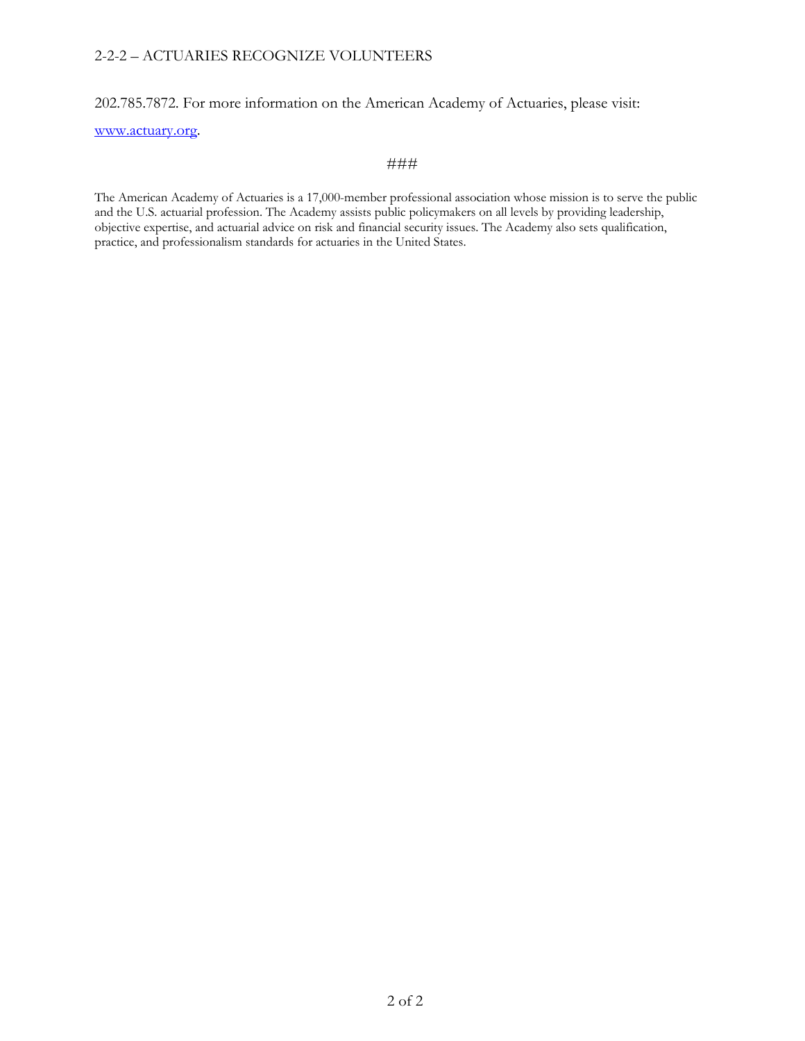202.785.7872. For more information on the American Academy of Actuaries, please visit: www.actuary.org.

###

The American Academy of Actuaries is a 17,000-member professional association whose mission is to serve the public and the U.S. actuarial profession. The Academy assists public policymakers on all levels by providing leadership, objective expertise, and actuarial advice on risk and financial security issues. The Academy also sets qualification, practice, and professionalism standards for actuaries in the United States.